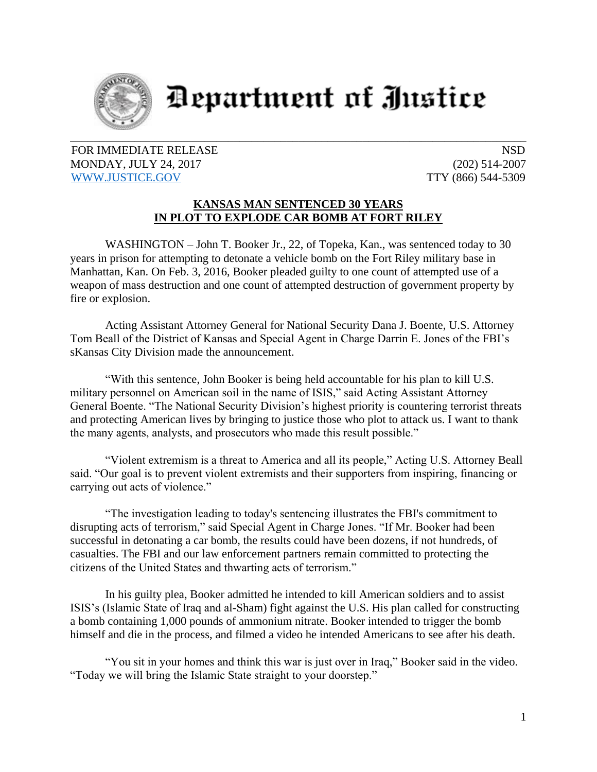# Department of Justice

FOR IMMEDIATE RELEASE
MONDAY, JULY 24, 2017
WWW.JUSTICE.GOV

NSD
(202) 514-2007
TTY (866) 544-5309

## KANSAS MAN SENTENCED 30 YEARS IN PLOT TO EXPLODE CAR BOMB AT FORT RILEY

WASHINGTON – John T. Booker Jr., 22, of Topeka, Kan., was sentenced today to 30 years in prison for attempting to detonate a vehicle bomb on the Fort Riley military base in Manhattan, Kan. On Feb. 3, 2016, Booker pleaded guilty to one count of attempted use of a weapon of mass destruction and one count of attempted destruction of government property by fire or explosion.

Acting Assistant Attorney General for National Security Dana J. Boente, U.S. Attorney Tom Beall of the District of Kansas and Special Agent in Charge Darrin E. Jones of the FBI's sKansas City Division made the announcement.

"With this sentence, John Booker is being held accountable for his plan to kill U.S. military personnel on American soil in the name of ISIS," said Acting Assistant Attorney General Boente. "The National Security Division's highest priority is countering terrorist threats and protecting American lives by bringing to justice those who plot to attack us. I want to thank the many agents, analysts, and prosecutors who made this result possible."

"Violent extremism is a threat to America and all its people," Acting U.S. Attorney Beall said. "Our goal is to prevent violent extremists and their supporters from inspiring, financing or carrying out acts of violence."

"The investigation leading to today's sentencing illustrates the FBI's commitment to disrupting acts of terrorism," said Special Agent in Charge Jones. "If Mr. Booker had been successful in detonating a car bomb, the results could have been dozens, if not hundreds, of casualties. The FBI and our law enforcement partners remain committed to protecting the citizens of the United States and thwarting acts of terrorism."

In his guilty plea, Booker admitted he intended to kill American soldiers and to assist ISIS's (Islamic State of Iraq and al-Sham) fight against the U.S. His plan called for constructing a bomb containing 1,000 pounds of ammonium nitrate. Booker intended to trigger the bomb himself and die in the process, and filmed a video he intended Americans to see after his death.

"You sit in your homes and think this war is just over in Iraq," Booker said in the video. "Today we will bring the Islamic State straight to your doorstep."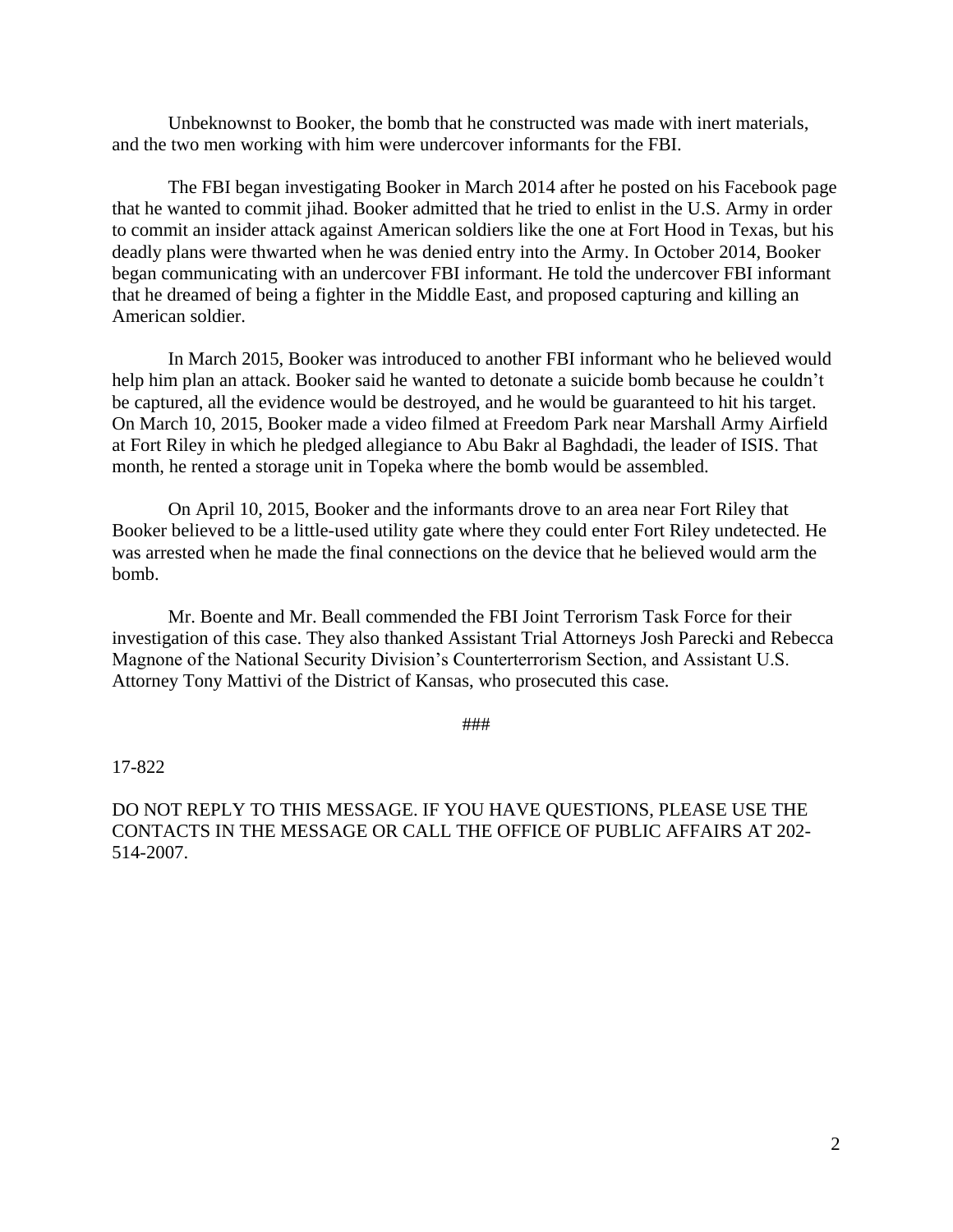Unbeknownst to Booker, the bomb that he constructed was made with inert materials, and the two men working with him were undercover informants for the FBI.

The FBI began investigating Booker in March 2014 after he posted on his Facebook page that he wanted to commit jihad. Booker admitted that he tried to enlist in the U.S. Army in order to commit an insider attack against American soldiers like the one at Fort Hood in Texas, but his deadly plans were thwarted when he was denied entry into the Army. In October 2014, Booker began communicating with an undercover FBI informant. He told the undercover FBI informant that he dreamed of being a fighter in the Middle East, and proposed capturing and killing an American soldier.

In March 2015, Booker was introduced to another FBI informant who he believed would help him plan an attack. Booker said he wanted to detonate a suicide bomb because he couldn't be captured, all the evidence would be destroyed, and he would be guaranteed to hit his target. On March 10, 2015, Booker made a video filmed at Freedom Park near Marshall Army Airfield at Fort Riley in which he pledged allegiance to Abu Bakr al Baghdadi, the leader of ISIS. That month, he rented a storage unit in Topeka where the bomb would be assembled.

On April 10, 2015, Booker and the informants drove to an area near Fort Riley that Booker believed to be a little-used utility gate where they could enter Fort Riley undetected. He was arrested when he made the final connections on the device that he believed would arm the bomb.

Mr. Boente and Mr. Beall commended the FBI Joint Terrorism Task Force for their investigation of this case. They also thanked Assistant Trial Attorneys Josh Parecki and Rebecca Magnone of the National Security Division's Counterterrorism Section, and Assistant U.S. Attorney Tony Mattivi of the District of Kansas, who prosecuted this case.

###

17-822

DO NOT REPLY TO THIS MESSAGE. IF YOU HAVE QUESTIONS, PLEASE USE THE CONTACTS IN THE MESSAGE OR CALL THE OFFICE OF PUBLIC AFFAIRS AT 202-514-2007.